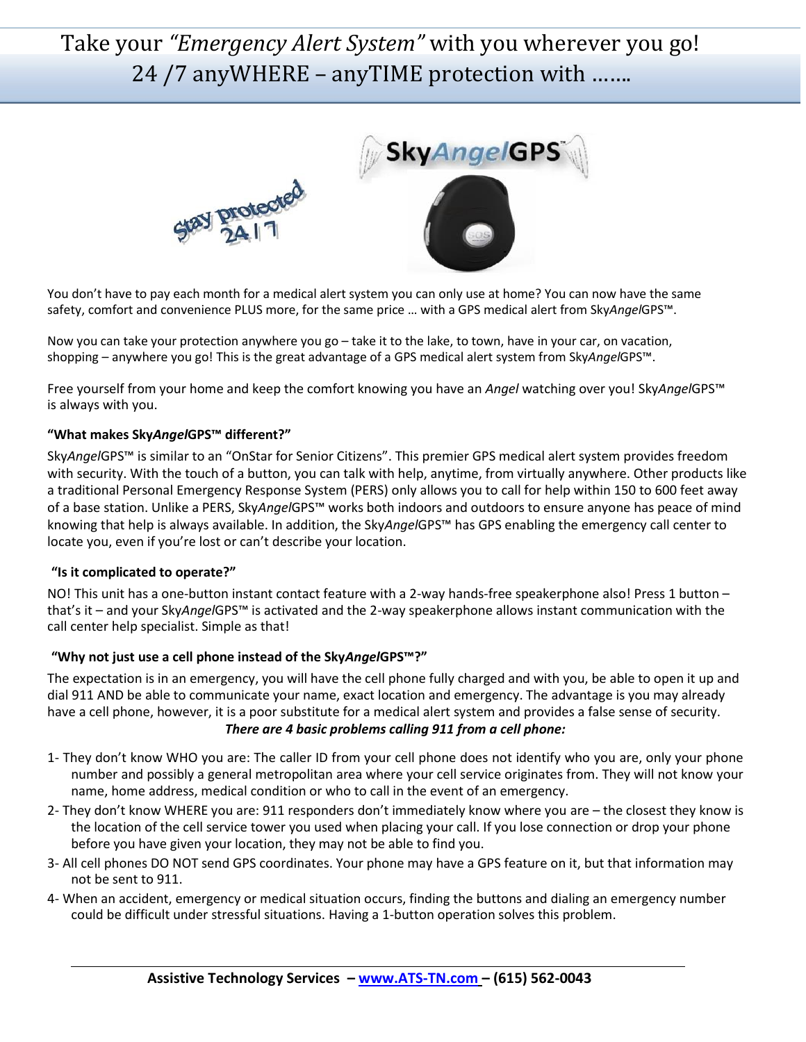# Take your *"Emergency Alert System"* with you wherever you go! 24 /7 anyWHERE – anyTIME protection with …….

You don't have to pay each month for a medical alert system you can only use at home? You can now have the same safety, comfort and convenience PLUS more, for the same price … with a GPS medical alert from Sky*Angel*GPS™.

Now you can take your protection anywhere you go – take it to the lake, to town, have in your car, on vacation, shopping – anywhere you go! This is the great advantage of a GPS medical alert system from Sky*Angel*GPS™.

Free yourself from your home and keep the comfort knowing you have an *Angel* watching over you! Sky*Angel*GPS™ is always with you.

**"What makes Sky*Angel*GPS™ different?"**

Sky*Angel*GPS™ is similar to an "OnStar for Senior Citizens". This premier GPS medical alert system provides freedom with security. With the touch of a button, you can talk with help, anytime, from virtually anywhere. Other products like a traditional Personal Emergency Response System (PERS) only allows you to call for help within 150 to 600 feet away of a base station. Unlike a PERS, Sky*Angel*GPS™ works both indoors and outdoors to ensure anyone has peace of mind knowing that help is always available. In addition, the Sky*Angel*GPS™ has GPS enabling the emergency call center to locate you, even if you're lost or can't describe your location.

**"Is it complicated to operate?"**

NO! This unit has a one-button instant contact feature with a 2-way hands-free speakerphone also! Press 1 button – that's it – and your Sky*Angel*GPS™ is activated and the 2-way speakerphone allows instant communication with the call center help specialist. Simple as that!

**"Why not just use a cell phone instead of the Sky*Angel*GPS™?"**

The expectation is in an emergency, you will have the cell phone fully charged and with you, be able to open it up and dial 911 AND be able to communicate your name, exact location and emergency. The advantage is you may already have a cell phone, however, it is a poor substitute for a medical alert system and provides a false sense of security.

***There are 4 basic problems calling 911 from a cell phone:***

1- They don't know WHO you are: The caller ID from your cell phone does not identify who you are, only your phone number and possibly a general metropolitan area where your cell service originates from. They will not know your name, home address, medical condition or who to call in the event of an emergency.

2- They don't know WHERE you are: 911 responders don't immediately know where you are – the closest they know is the location of the cell service tower you used when placing your call. If you lose connection or drop your phone before you have given your location, they may not be able to find you.

3- All cell phones DO NOT send GPS coordinates. Your phone may have a GPS feature on it, but that information may not be sent to 911.

4- When an accident, emergency or medical situation occurs, finding the buttons and dialing an emergency number could be difficult under stressful situations. Having a 1-button operation solves this problem.

**Assistive Technology Services – www.ATS-TN.com – (615) 562-0043**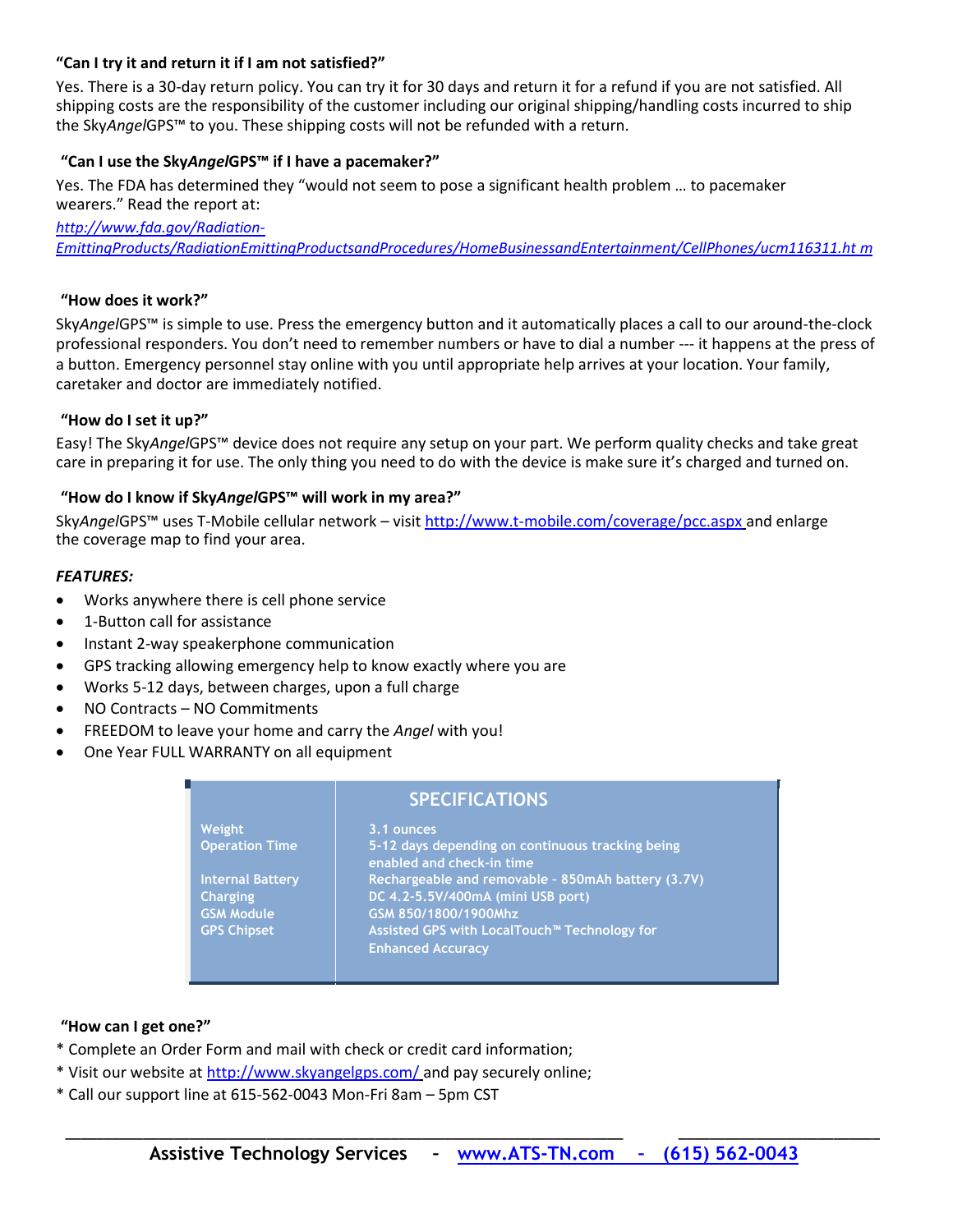**"Can I try it and return it if I am not satisfied?"**

Yes. There is a 30-day return policy. You can try it for 30 days and return it for a refund if you are not satisfied. All shipping costs are the responsibility of the customer including our original shipping/handling costs incurred to ship the Sky*Angel*GPS™ to you. These shipping costs will not be refunded with a return.

**"Can I use the Sky*Angel*GPS™ if I have a pacemaker?"**

Yes. The FDA has determined they "would not seem to pose a significant health problem … to pacemaker wearers." Read the report at:

*http://www.fda.gov/Radiation-EmittingProducts/RadiationEmittingProductsandProcedures/HomeBusinessandEntertainment/CellPhones/ucm116311.htm*

**"How does it work?"**

Sky*Angel*GPS™ is simple to use. Press the emergency button and it automatically places a call to our around-the-clock professional responders. You don't need to remember numbers or have to dial a number --- it happens at the press of a button. Emergency personnel stay online with you until appropriate help arrives at your location. Your family, caretaker and doctor are immediately notified.

**"How do I set it up?"**

Easy! The Sky*Angel*GPS™ device does not require any setup on your part. We perform quality checks and take great care in preparing it for use. The only thing you need to do with the device is make sure it's charged and turned on.

**"How do I know if Sky*Angel*GPS™ will work in my area?"**

Sky*Angel*GPS™ uses T-Mobile cellular network – visit http://www.t-mobile.com/coverage/pcc.aspx and enlarge the coverage map to find your area.

***FEATURES:***

- Works anywhere there is cell phone service
- 1-Button call for assistance
- Instant 2-way speakerphone communication
- GPS tracking allowing emergency help to know exactly where you are
- Works 5-12 days, between charges, upon a full charge
- NO Contracts – NO Commitments
- FREEDOM to leave your home and carry the *Angel* with you!
- One Year FULL WARRANTY on all equipment

| | SPECIFICATIONS |
|---|---|
| Weight | 3.1 ounces |
| Operation Time | 5-12 days depending on continuous tracking being enabled and check-in time |
| Internal Battery | Rechargeable and removable - 850mAh battery (3.7V) |
| Charging | DC 4.2-5.5V/400mA (mini USB port) |
| GSM Module | GSM 850/1800/1900Mhz |
| GPS Chipset | Assisted GPS with LocalTouch™ Technology for Enhanced Accuracy |

**"How can I get one?"**

* Complete an Order Form and mail with check or credit card information;
* Visit our website at http://www.skyangelgps.com/ and pay securely online;
* Call our support line at 615-562-0043 Mon-Fri 8am – 5pm CST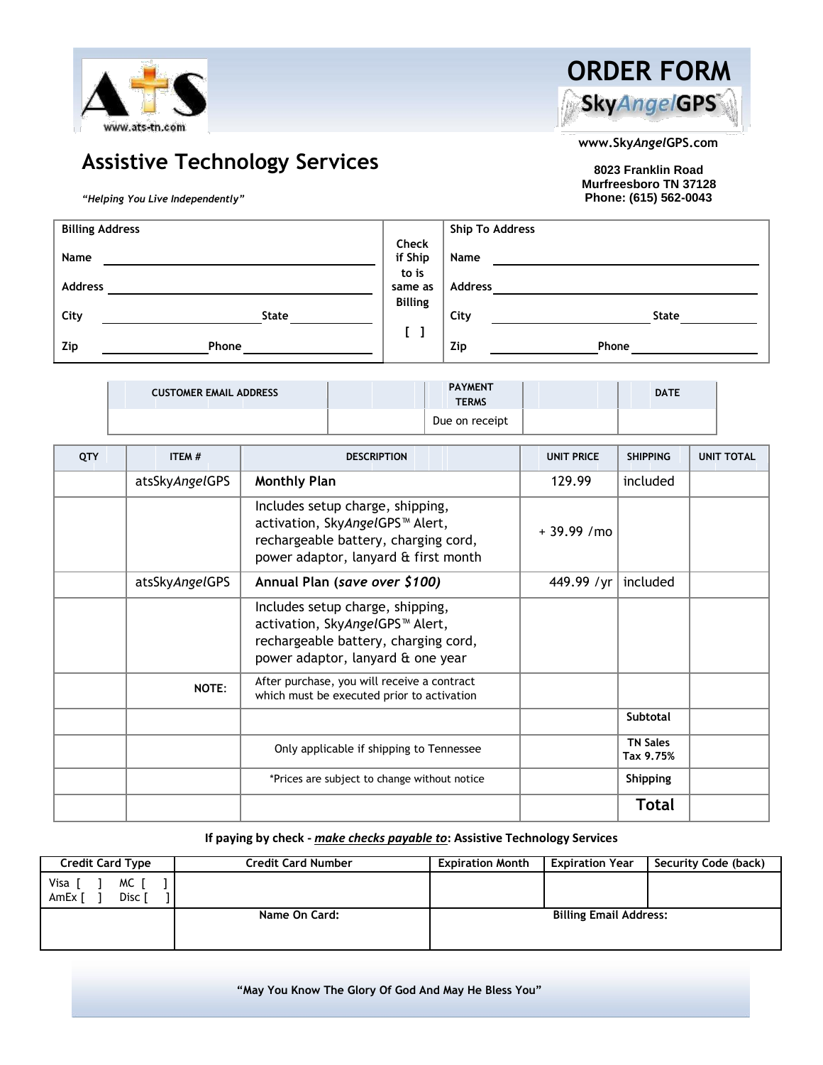# ORDER FORM

**SkyAngelGPS**

www.Sky*Angel*GPS.com

## Assistive Technology Services

*"Helping You Live Independently"*

**8023 Franklin Road**
**Murfreesboro TN 37128**
**Phone: (615) 562-0043**

| Billing Address | Check if Ship to is same as Billing | Ship To Address |
|---|---|---|
| Name ______________________ | | Name ______________________ |
| Address ______________________ | | Address ______________________ |
| City ____________ State ________ | [ ] | City ____________ State ________ |
| Zip ____________ Phone ________ | | Zip ____________ Phone ________ |

| CUSTOMER EMAIL ADDRESS | | PAYMENT TERMS | | DATE |
|---|---|---|---|---|
| | | Due on receipt | | |

| QTY | ITEM # | DESCRIPTION | UNIT PRICE | SHIPPING | UNIT TOTAL |
|---|---|---|---|---|---|
| | atsSky*Angel*GPS | **Monthly Plan** | 129.99 | included | |
| | | Includes setup charge, shipping, activation, Sky*Angel*GPS™ Alert, rechargeable battery, charging cord, power adaptor, lanyard & first month | + 39.99 /mo | | |
| | atsSky*Angel*GPS | **Annual Plan (*save over $100*)** | 449.99 /yr | included | |
| | | Includes setup charge, shipping, activation, Sky*Angel*GPS™ Alert, rechargeable battery, charging cord, power adaptor, lanyard & one year | | | |
| | **NOTE**: | After purchase, you will receive a contract which must be executed prior to activation | | | |
| | | | | **Subtotal** | |
| | | Only applicable if shipping to Tennessee | | **TN Sales Tax 9.75%** | |
| | | *Prices are subject to change without notice | | **Shipping** | |
| | | | | **Total** | |

**If paying by check - *make checks payable to*: Assistive Technology Services**

| Credit Card Type | Credit Card Number | Expiration Month | Expiration Year | Security Code (back) |
|---|---|---|---|---|
| Visa [ ] MC [ ] AmEx [ ] Disc [ ] | | | | |
| | **Name On Card:** | **Billing Email Address:** | | |

**"May You Know The Glory Of God And May He Bless You"**